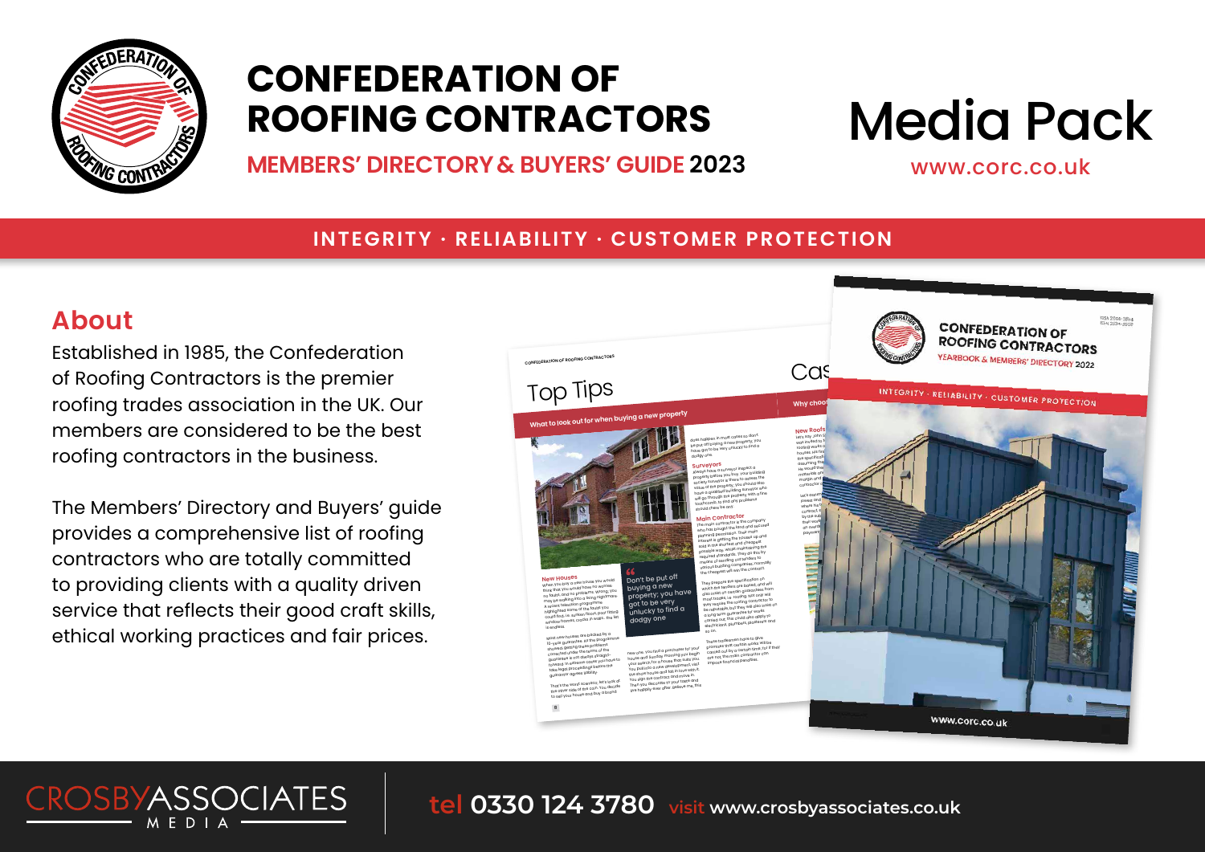# CONFEDERATION OF ROOFING CONTRACTORS

**MEMBERS' DIRECTORY & BUYERS' GUIDE 2023**

# Media Pack

www.corc.co.uk

**INTEGRITY · RELIABILITY · CUSTOMER PROTECTION**

## About

Established in 1985, the Confederation of Roofing Contractors is the premier roofing trades association in the UK. Our members are considered to be the best roofing contractors in the business.

The Members' Directory and Buyers' guide provides a comprehensive list of roofing contractors who are totally committed to providing clients with a quality driven service that reflects their good craft skills, ethical working practices and fair prices.

CROSBYASSOCIATES MEDIA

**tel 0330 124 3780** **visit www.crosbyassociates.co.uk**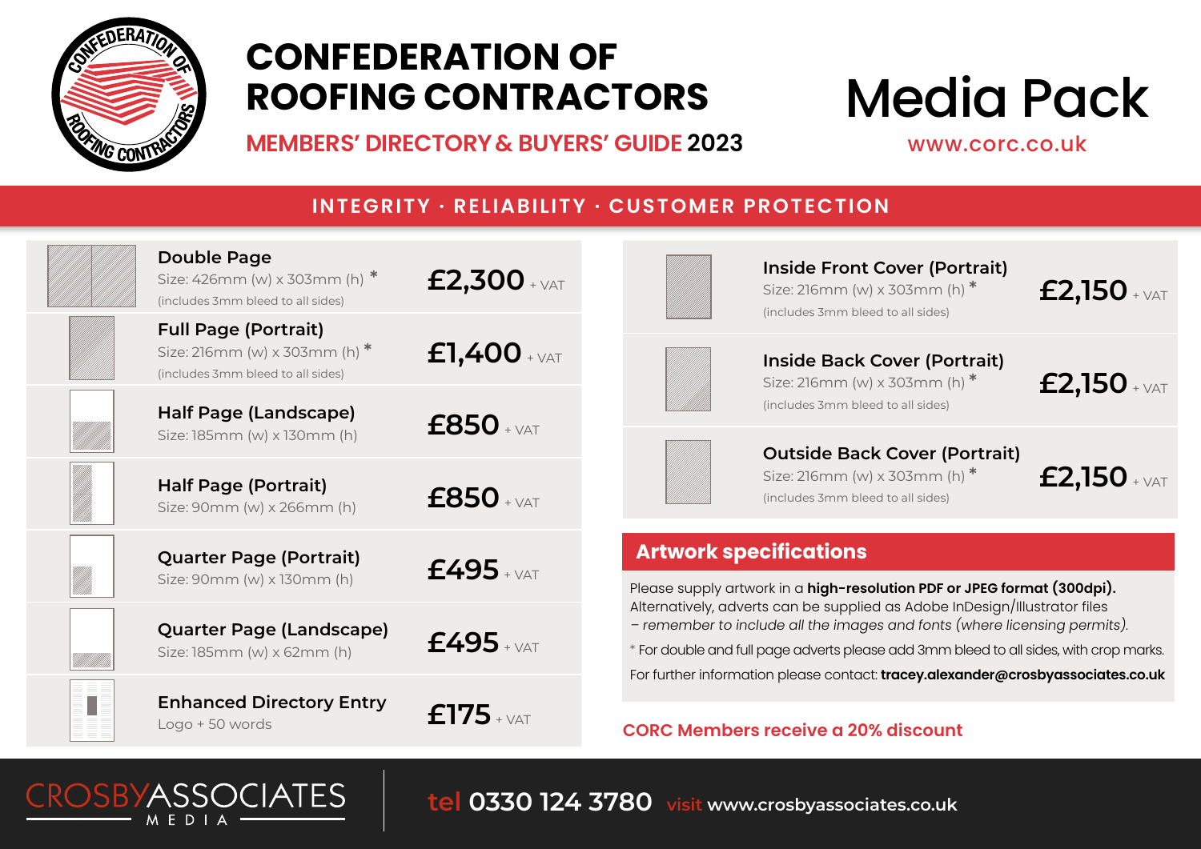# CONFEDERATION OF ROOFING CONTRACTORS

**MEMBERS' DIRECTORY & BUYERS' GUIDE 2023**

# Media Pack

www.corc.co.uk

**INTEGRITY · RELIABILITY · CUSTOMER PROTECTION**

| | |
|---|---|
| **Double Page**<br>Size: 426mm (w) x 303mm (h) *<br>(includes 3mm bleed to all sides) | **£2,300** + VAT |
| **Full Page (Portrait)**<br>Size: 216mm (w) x 303mm (h) *<br>(includes 3mm bleed to all sides) | **£1,400** + VAT |
| **Half Page (Landscape)**<br>Size: 185mm (w) x 130mm (h) | **£850** + VAT |
| **Half Page (Portrait)**<br>Size: 90mm (w) x 266mm (h) | **£850** + VAT |
| **Quarter Page (Portrait)**<br>Size: 90mm (w) x 130mm (h) | **£495** + VAT |
| **Quarter Page (Landscape)**<br>Size: 185mm (w) x 62mm (h) | **£495** + VAT |
| **Enhanced Directory Entry**<br>Logo + 50 words | **£175** + VAT |
| **Inside Front Cover (Portrait)**<br>Size: 216mm (w) x 303mm (h) *<br>(includes 3mm bleed to all sides) | **£2,150** + VAT |
| **Inside Back Cover (Portrait)**<br>Size: 216mm (w) x 303mm (h) *<br>(includes 3mm bleed to all sides) | **£2,150** + VAT |
| **Outside Back Cover (Portrait)**<br>Size: 216mm (w) x 303mm (h) *<br>(includes 3mm bleed to all sides) | **£2,150** + VAT |

## Artwork specifications

Please supply artwork in a **high-resolution PDF or JPEG format (300dpi).** Alternatively, adverts can be supplied as Adobe InDesign/Illustrator files *– remember to include all the images and fonts (where licensing permits).*

* For double and full page adverts please add 3mm bleed to all sides, with crop marks.

For further information please contact: **tracey.alexander@crosbyassociates.co.uk**

**CORC Members receive a 20% discount**

CROSBYASSOCIATES MEDIA

tel **0330 124 3780** visit **www.crosbyassociates.co.uk**